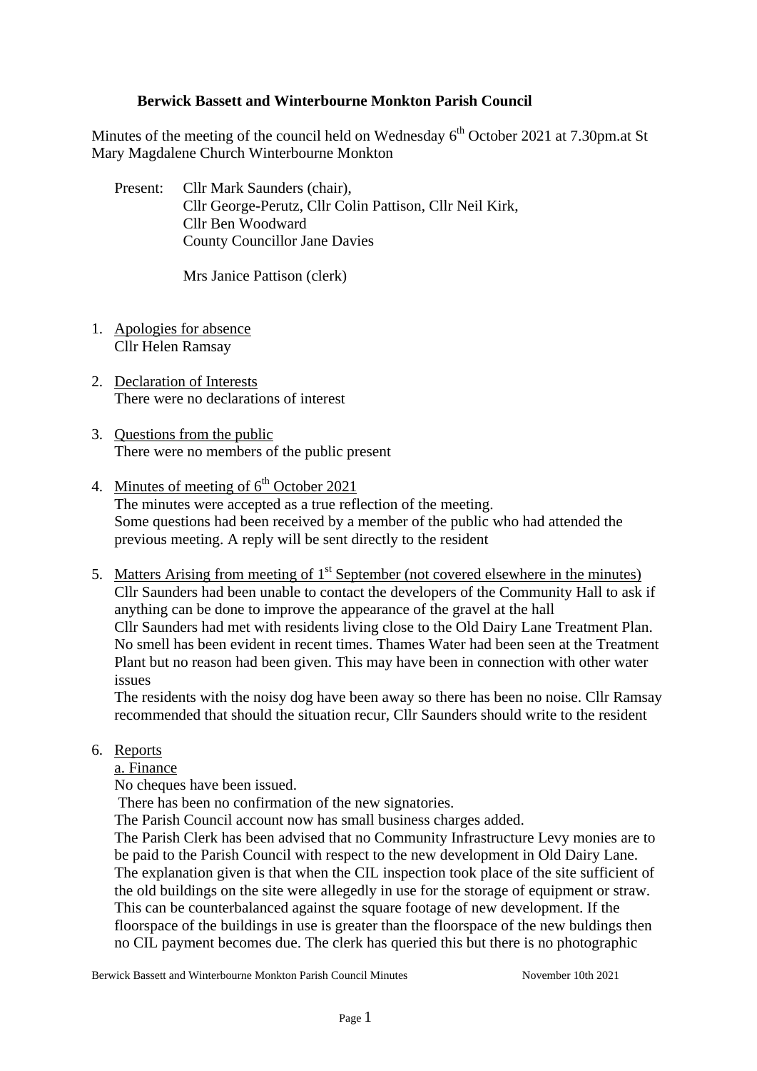# Berwick Bassett and Winterbourne Monkton Parish Council

Minutes of the meeting of the council held on Wednesday 6th October 2021 at 7.30pm.at St Mary Magdalene Church Winterbourne Monkton

Present: Cllr Mark Saunders (chair),
Cllr George-Perutz, Cllr Colin Pattison, Cllr Neil Kirk,
Cllr Ben Woodward
County Councillor Jane Davies

Mrs Janice Pattison (clerk)

1. Apologies for absence
   Cllr Helen Ramsay

2. Declaration of Interests
   There were no declarations of interest

3. Questions from the public
   There were no members of the public present

4. Minutes of meeting of 6th October 2021
   The minutes were accepted as a true reflection of the meeting.
   Some questions had been received by a member of the public who had attended the previous meeting. A reply will be sent directly to the resident

5. Matters Arising from meeting of 1st September (not covered elsewhere in the minutes)
   Cllr Saunders had been unable to contact the developers of the Community Hall to ask if anything can be done to improve the appearance of the gravel at the hall
   Cllr Saunders had met with residents living close to the Old Dairy Lane Treatment Plan. No smell has been evident in recent times. Thames Water had been seen at the Treatment Plant but no reason had been given. This may have been in connection with other water issues
   The residents with the noisy dog have been away so there has been no noise. Cllr Ramsay recommended that should the situation recur, Cllr Saunders should write to the resident

6. Reports
   a. Finance
   No cheques have been issued.
   There has been no confirmation of the new signatories.
   The Parish Council account now has small business charges added.
   The Parish Clerk has been advised that no Community Infrastructure Levy monies are to be paid to the Parish Council with respect to the new development in Old Dairy Lane. The explanation given is that when the CIL inspection took place of the site sufficient of the old buildings on the site were allegedly in use for the storage of equipment or straw. This can be counterbalanced against the square footage of new development. If the floorspace of the buildings in use is greater than the floorspace of the new buldings then no CIL payment becomes due. The clerk has queried this but there is no photographic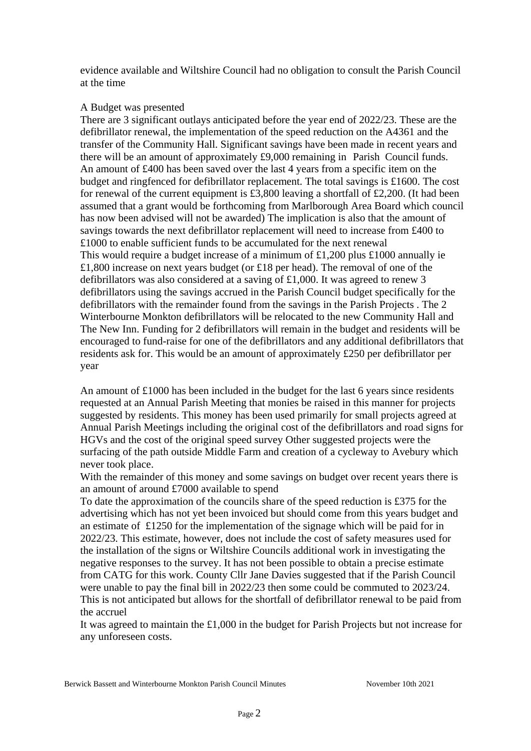evidence available and Wiltshire Council had no obligation to consult the Parish Council at the time

A Budget was presented

There are 3 significant outlays anticipated before the year end of 2022/23. These are the defibrillator renewal, the implementation of the speed reduction on the A4361 and the transfer of the Community Hall. Significant savings have been made in recent years and there will be an amount of approximately £9,000 remaining in Parish Council funds. An amount of £400 has been saved over the last 4 years from a specific item on the budget and ringfenced for defibrillator replacement. The total savings is £1600. The cost for renewal of the current equipment is £3,800 leaving a shortfall of £2,200. (It had been assumed that a grant would be forthcoming from Marlborough Area Board which council has now been advised will not be awarded) The implication is also that the amount of savings towards the next defibrillator replacement will need to increase from £400 to £1000 to enable sufficient funds to be accumulated for the next renewal

This would require a budget increase of a minimum of £1,200 plus £1000 annually ie £1,800 increase on next years budget (or £18 per head). The removal of one of the defibrillators was also considered at a saving of £1,000. It was agreed to renew 3 defibrillators using the savings accrued in the Parish Council budget specifically for the defibrillators with the remainder found from the savings in the Parish Projects . The 2 Winterbourne Monkton defibrillators will be relocated to the new Community Hall and The New Inn. Funding for 2 defibrillators will remain in the budget and residents will be encouraged to fund-raise for one of the defibrillators and any additional defibrillators that residents ask for. This would be an amount of approximately £250 per defibrillator per year

An amount of £1000 has been included in the budget for the last 6 years since residents requested at an Annual Parish Meeting that monies be raised in this manner for projects suggested by residents. This money has been used primarily for small projects agreed at Annual Parish Meetings including the original cost of the defibrillators and road signs for HGVs and the cost of the original speed survey Other suggested projects were the surfacing of the path outside Middle Farm and creation of a cycleway to Avebury which never took place.

With the remainder of this money and some savings on budget over recent years there is an amount of around £7000 available to spend

To date the approximation of the councils share of the speed reduction is £375 for the advertising which has not yet been invoiced but should come from this years budget and an estimate of £1250 for the implementation of the signage which will be paid for in 2022/23. This estimate, however, does not include the cost of safety measures used for the installation of the signs or Wiltshire Councils additional work in investigating the negative responses to the survey. It has not been possible to obtain a precise estimate from CATG for this work. County Cllr Jane Davies suggested that if the Parish Council were unable to pay the final bill in 2022/23 then some could be commuted to 2023/24. This is not anticipated but allows for the shortfall of defibrillator renewal to be paid from the accruel

It was agreed to maintain the £1,000 in the budget for Parish Projects but not increase for any unforeseen costs.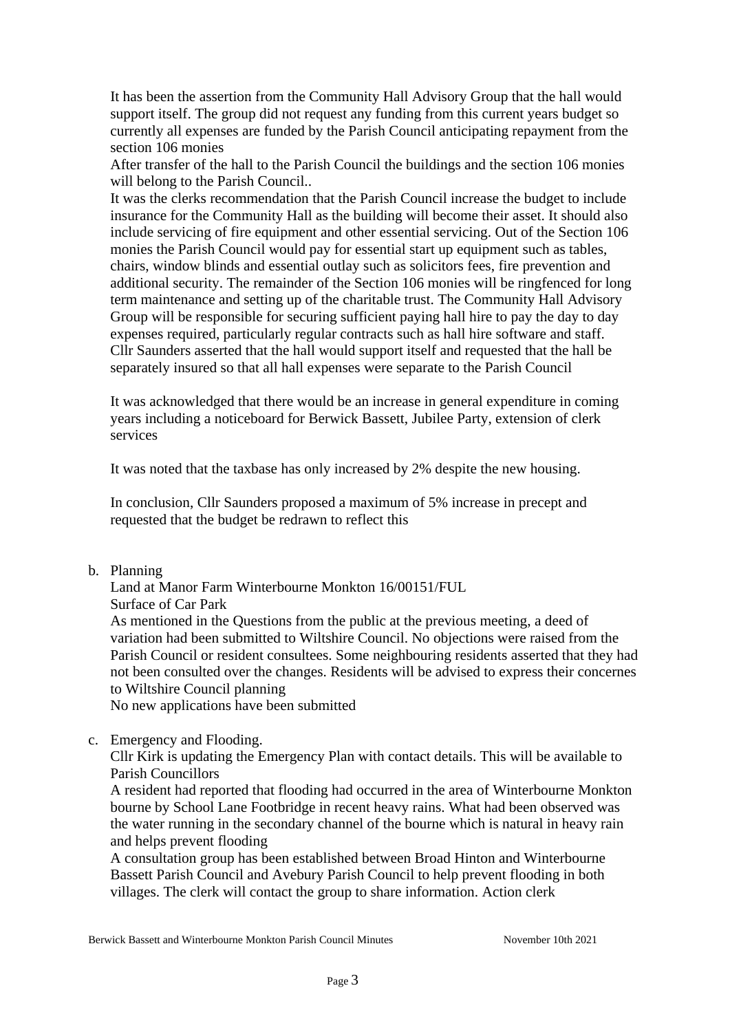It has been the assertion from the Community Hall Advisory Group that the hall would support itself. The group did not request any funding from this current years budget so currently all expenses are funded by the Parish Council anticipating repayment from the section 106 monies

After transfer of the hall to the Parish Council the buildings and the section 106 monies will belong to the Parish Council..

It was the clerks recommendation that the Parish Council increase the budget to include insurance for the Community Hall as the building will become their asset. It should also include servicing of fire equipment and other essential servicing. Out of the Section 106 monies the Parish Council would pay for essential start up equipment such as tables, chairs, window blinds and essential outlay such as solicitors fees, fire prevention and additional security. The remainder of the Section 106 monies will be ringfenced for long term maintenance and setting up of the charitable trust. The Community Hall Advisory Group will be responsible for securing sufficient paying hall hire to pay the day to day expenses required, particularly regular contracts such as hall hire software and staff. Cllr Saunders asserted that the hall would support itself and requested that the hall be separately insured so that all hall expenses were separate to the Parish Council

It was acknowledged that there would be an increase in general expenditure in coming years including a noticeboard for Berwick Bassett, Jubilee Party, extension of clerk services

It was noted that the taxbase has only increased by 2% despite the new housing.

In conclusion, Cllr Saunders proposed a maximum of 5% increase in precept and requested that the budget be redrawn to reflect this

b. Planning

Land at Manor Farm Winterbourne Monkton 16/00151/FUL
Surface of Car Park
As mentioned in the Questions from the public at the previous meeting, a deed of variation had been submitted to Wiltshire Council. No objections were raised from the Parish Council or resident consultees. Some neighbouring residents asserted that they had not been consulted over the changes. Residents will be advised to express their concernes to Wiltshire Council planning
No new applications have been submitted

c. Emergency and Flooding.

Cllr Kirk is updating the Emergency Plan with contact details. This will be available to Parish Councillors
A resident had reported that flooding had occurred in the area of Winterbourne Monkton bourne by School Lane Footbridge in recent heavy rains. What had been observed was the water running in the secondary channel of the bourne which is natural in heavy rain and helps prevent flooding
A consultation group has been established between Broad Hinton and Winterbourne Bassett Parish Council and Avebury Parish Council to help prevent flooding in both villages. The clerk will contact the group to share information. Action clerk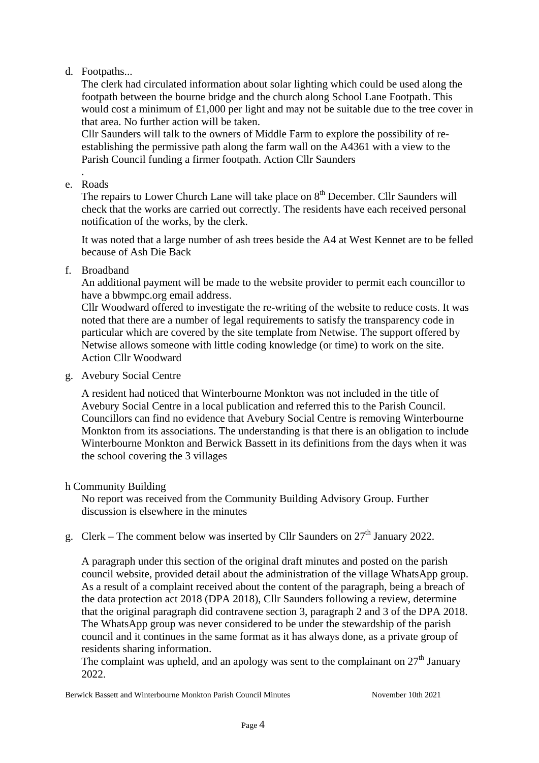d. Footpaths...

The clerk had circulated information about solar lighting which could be used along the footpath between the bourne bridge and the church along School Lane Footpath. This would cost a minimum of £1,000 per light and may not be suitable due to the tree cover in that area. No further action will be taken.

Cllr Saunders will talk to the owners of Middle Farm to explore the possibility of re-establishing the permissive path along the farm wall on the A4361 with a view to the Parish Council funding a firmer footpath. Action Cllr Saunders

.

e. Roads

The repairs to Lower Church Lane will take place on 8th December. Cllr Saunders will check that the works are carried out correctly. The residents have each received personal notification of the works, by the clerk.

It was noted that a large number of ash trees beside the A4 at West Kennet are to be felled because of Ash Die Back

f. Broadband

An additional payment will be made to the website provider to permit each councillor to have a bbwmpc.org email address.

Cllr Woodward offered to investigate the re-writing of the website to reduce costs. It was noted that there are a number of legal requirements to satisfy the transparency code in particular which are covered by the site template from Netwise. The support offered by Netwise allows someone with little coding knowledge (or time) to work on the site. Action Cllr Woodward

g. Avebury Social Centre

A resident had noticed that Winterbourne Monkton was not included in the title of Avebury Social Centre in a local publication and referred this to the Parish Council. Councillors can find no evidence that Avebury Social Centre is removing Winterbourne Monkton from its associations. The understanding is that there is an obligation to include Winterbourne Monkton and Berwick Bassett in its definitions from the days when it was the school covering the 3 villages

h Community Building

No report was received from the Community Building Advisory Group. Further discussion is elsewhere in the minutes

g. Clerk – The comment below was inserted by Cllr Saunders on 27th January 2022.

A paragraph under this section of the original draft minutes and posted on the parish council website, provided detail about the administration of the village WhatsApp group. As a result of a complaint received about the content of the paragraph, being a breach of the data protection act 2018 (DPA 2018), Cllr Saunders following a review, determine that the original paragraph did contravene section 3, paragraph 2 and 3 of the DPA 2018. The WhatsApp group was never considered to be under the stewardship of the parish council and it continues in the same format as it has always done, as a private group of residents sharing information.

The complaint was upheld, and an apology was sent to the complainant on 27th January 2022.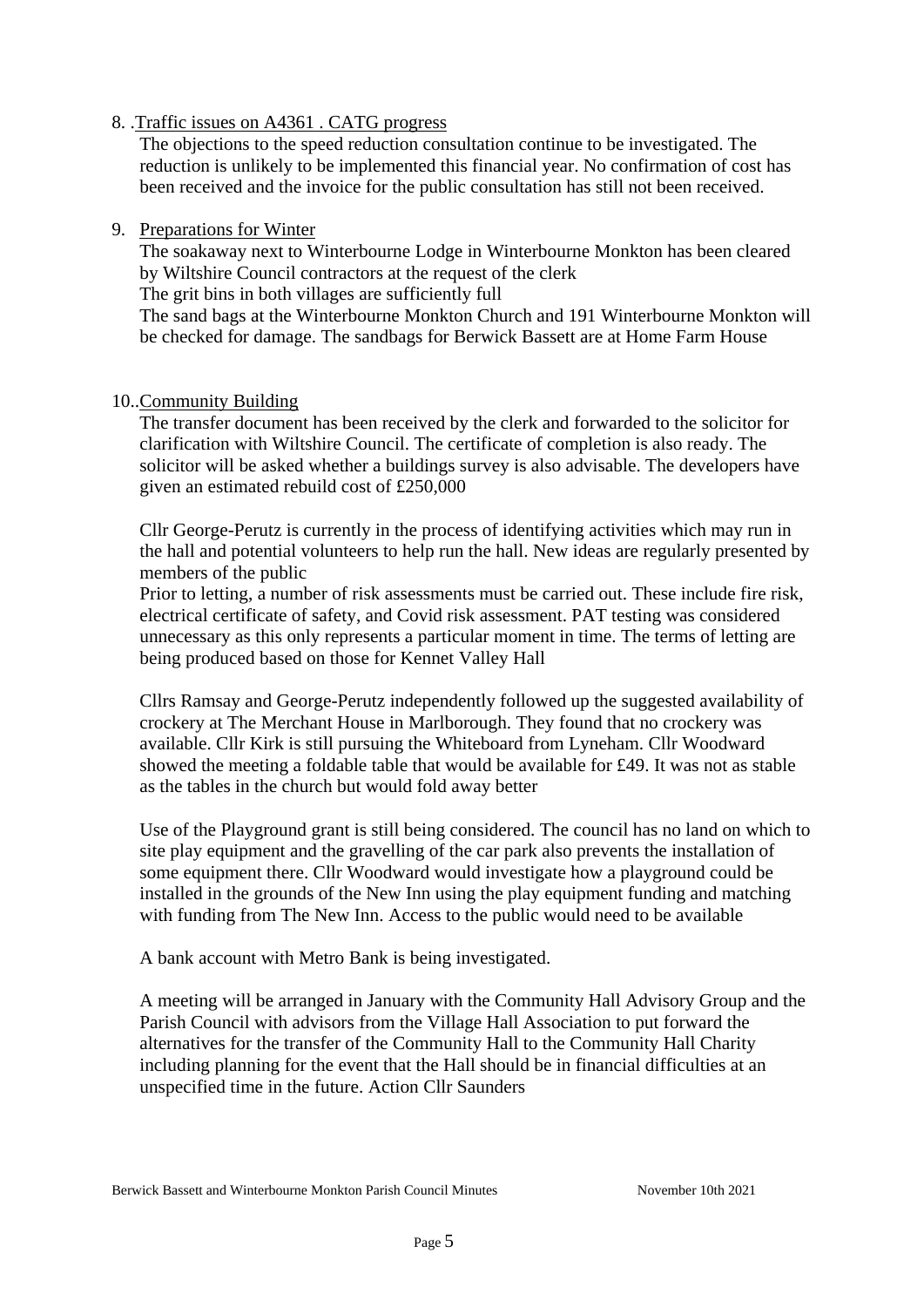8. .Traffic issues on A4361 . CATG progress

   The objections to the speed reduction consultation continue to be investigated. The reduction is unlikely to be implemented this financial year. No confirmation of cost has been received and the invoice for the public consultation has still not been received.

9. Preparations for Winter

   The soakaway next to Winterbourne Lodge in Winterbourne Monkton has been cleared by Wiltshire Council contractors at the request of the clerk

   The grit bins in both villages are sufficiently full

   The sand bags at the Winterbourne Monkton Church and 191 Winterbourne Monkton will be checked for damage. The sandbags for Berwick Bassett are at Home Farm House

10..Community Building

   The transfer document has been received by the clerk and forwarded to the solicitor for clarification with Wiltshire Council. The certificate of completion is also ready. The solicitor will be asked whether a buildings survey is also advisable. The developers have given an estimated rebuild cost of £250,000

   Cllr George-Perutz is currently in the process of identifying activities which may run in the hall and potential volunteers to help run the hall. New ideas are regularly presented by members of the public

   Prior to letting, a number of risk assessments must be carried out. These include fire risk, electrical certificate of safety, and Covid risk assessment. PAT testing was considered unnecessary as this only represents a particular moment in time. The terms of letting are being produced based on those for Kennet Valley Hall

   Cllrs Ramsay and George-Perutz independently followed up the suggested availability of crockery at The Merchant House in Marlborough. They found that no crockery was available. Cllr Kirk is still pursuing the Whiteboard from Lyneham. Cllr Woodward showed the meeting a foldable table that would be available for £49. It was not as stable as the tables in the church but would fold away better

   Use of the Playground grant is still being considered. The council has no land on which to site play equipment and the gravelling of the car park also prevents the installation of some equipment there. Cllr Woodward would investigate how a playground could be installed in the grounds of the New Inn using the play equipment funding and matching with funding from The New Inn. Access to the public would need to be available

   A bank account with Metro Bank is being investigated.

   A meeting will be arranged in January with the Community Hall Advisory Group and the Parish Council with advisors from the Village Hall Association to put forward the alternatives for the transfer of the Community Hall to the Community Hall Charity including planning for the event that the Hall should be in financial difficulties at an unspecified time in the future. Action Cllr Saunders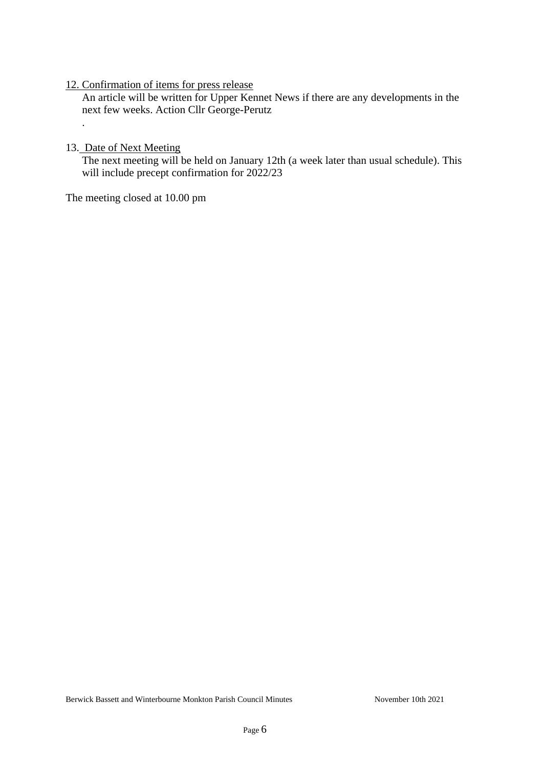12. Confirmation of items for press release

    An article will be written for Upper Kennet News if there are any developments in the next few weeks. Action Cllr George-Perutz

    .

13. Date of Next Meeting

    The next meeting will be held on January 12th (a week later than usual schedule). This will include precept confirmation for 2022/23

The meeting closed at 10.00 pm